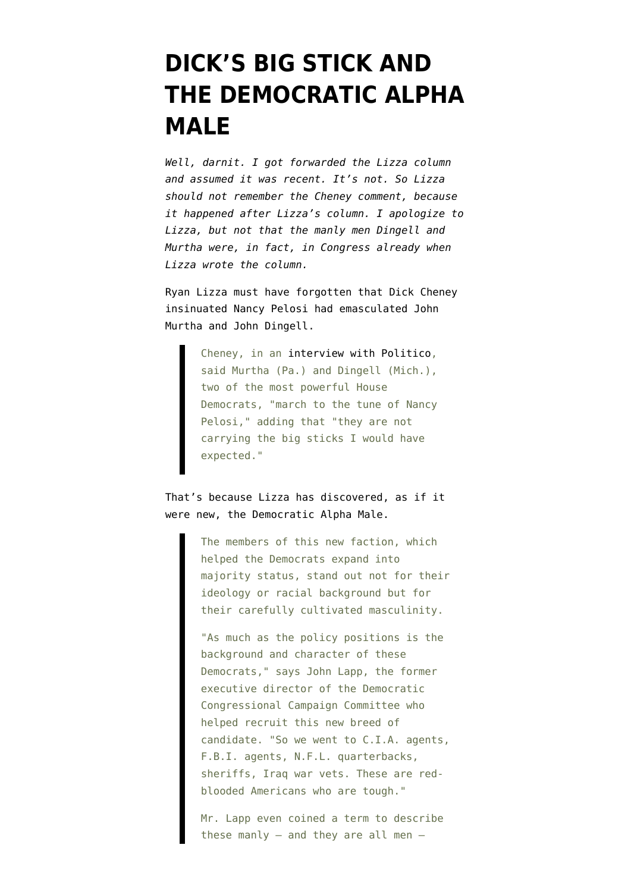# DICK'S BIG STICK AND THE DEMOCRATIC ALPHA MALE

*Well, darnit. I got forwarded the Lizza column and assumed it was recent. It's not. So Lizza should not remember the Cheney comment, because it happened after Lizza's column. I apologize to Lizza, but not that the manly men Dingell and Murtha were, in fact, in Congress already when Lizza wrote the column.*

Ryan Lizza must have forgotten that Dick Cheney insinuated Nancy Pelosi had emasculated John Murtha and John Dingell.

> Cheney, in an interview with Politico, said Murtha (Pa.) and Dingell (Mich.), two of the most powerful House Democrats, "march to the tune of Nancy Pelosi," adding that "they are not carrying the big sticks I would have expected."

That's because Lizza has discovered, as if it were new, the Democratic Alpha Male.

> The members of this new faction, which helped the Democrats expand into majority status, stand out not for their ideology or racial background but for their carefully cultivated masculinity.
>
> "As much as the policy positions is the background and character of these Democrats," says John Lapp, the former executive director of the Democratic Congressional Campaign Committee who helped recruit this new breed of candidate. "So we went to C.I.A. agents, F.B.I. agents, N.F.L. quarterbacks, sheriffs, Iraq war vets. These are red-blooded Americans who are tough."
>
> Mr. Lapp even coined a term to describe these manly — and they are all men —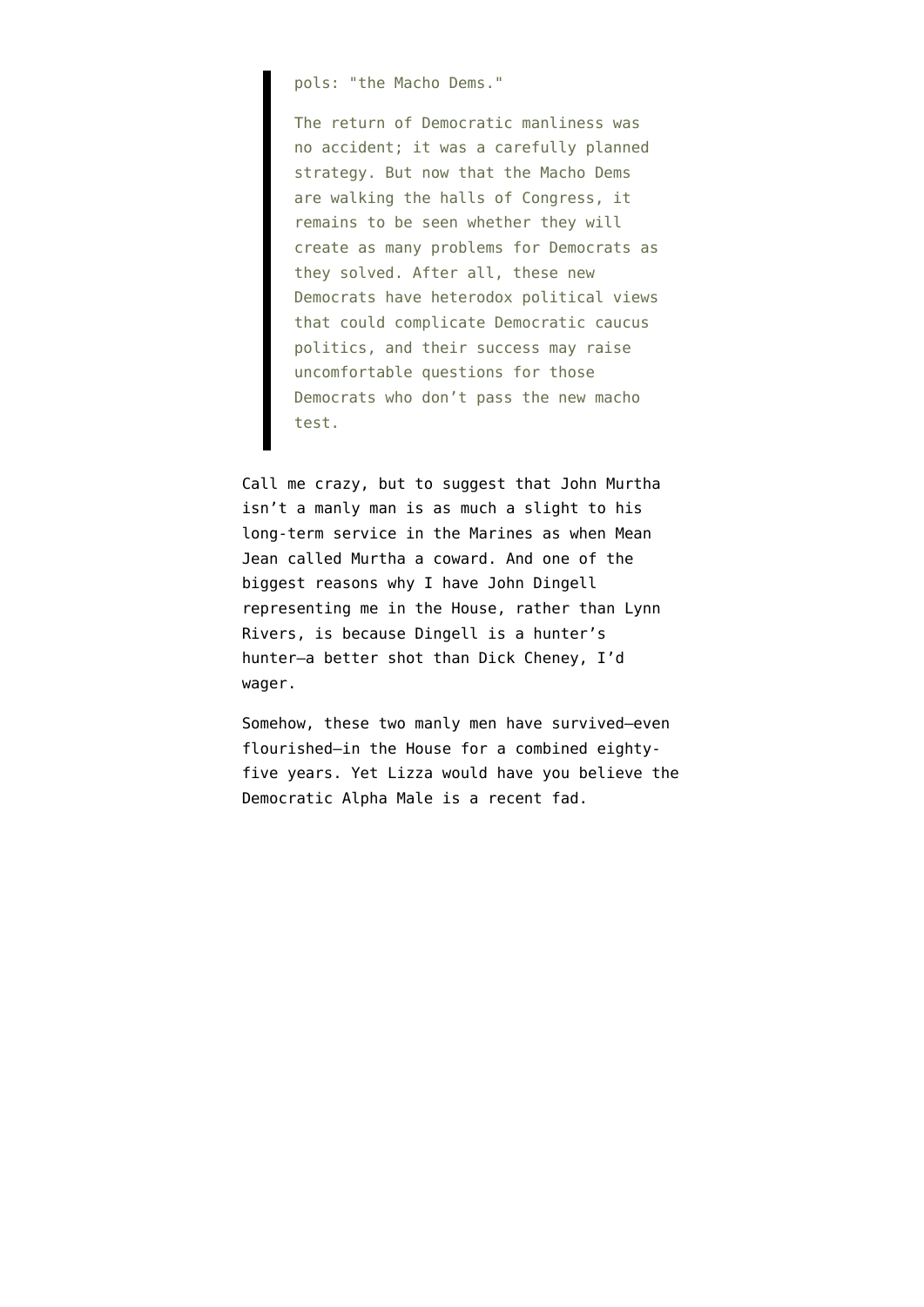> pols: "the Macho Dems."
>
> The return of Democratic manliness was no accident; it was a carefully planned strategy. But now that the Macho Dems are walking the halls of Congress, it remains to be seen whether they will create as many problems for Democrats as they solved. After all, these new Democrats have heterodox political views that could complicate Democratic caucus politics, and their success may raise uncomfortable questions for those Democrats who don't pass the new macho test.

Call me crazy, but to suggest that John Murtha isn't a manly man is as much a slight to his long-term service in the Marines as when Mean Jean called Murtha a coward. And one of the biggest reasons why I have John Dingell representing me in the House, rather than Lynn Rivers, is because Dingell is a hunter's hunter—a better shot than Dick Cheney, I'd wager.

Somehow, these two manly men have survived—even flourished—in the House for a combined eighty-five years. Yet Lizza would have you believe the Democratic Alpha Male is a recent fad.